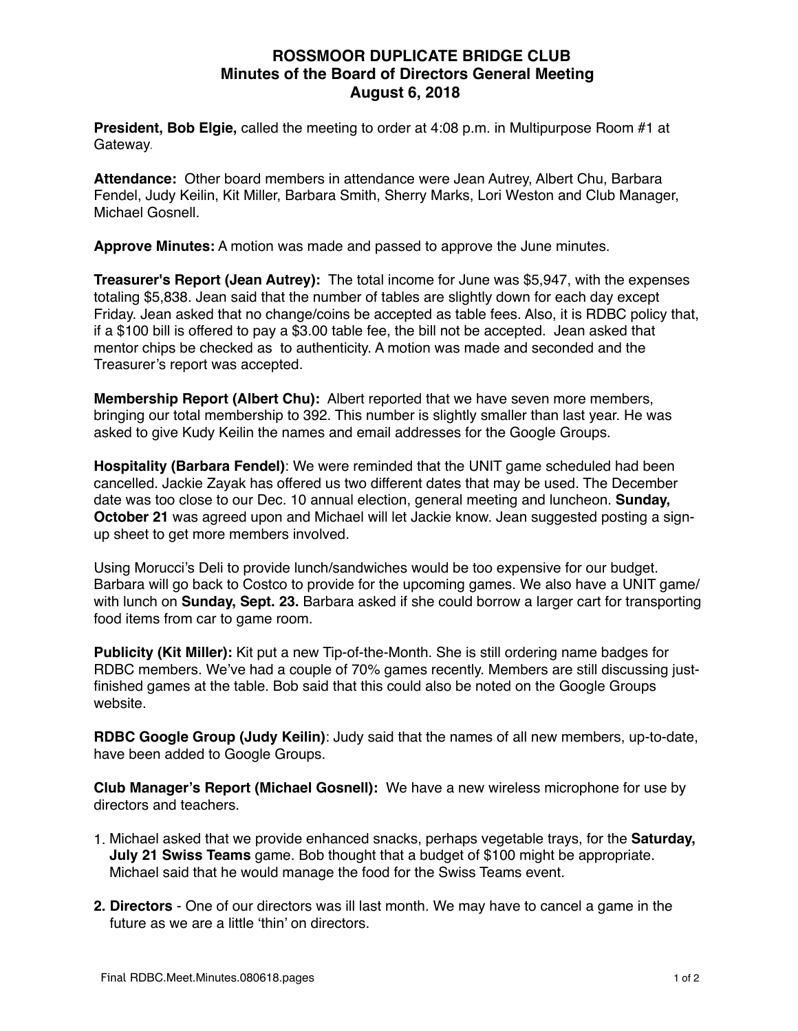# ROSSMOOR DUPLICATE BRIDGE CLUB
## Minutes of the Board of Directors General Meeting
## August 6, 2018

**President, Bob Elgie,** called the meeting to order at 4:08 p.m. in Multipurpose Room #1 at Gateway.

**Attendance:** Other board members in attendance were Jean Autrey, Albert Chu, Barbara Fendel, Judy Keilin, Kit Miller, Barbara Smith, Sherry Marks, Lori Weston and Club Manager, Michael Gosnell.

**Approve Minutes:** A motion was made and passed to approve the June minutes.

**Treasurer's Report (Jean Autrey):** The total income for June was $5,947, with the expenses totaling $5,838. Jean said that the number of tables are slightly down for each day except Friday. Jean asked that no change/coins be accepted as table fees. Also, it is RDBC policy that, if a $100 bill is offered to pay a $3.00 table fee, the bill not be accepted. Jean asked that mentor chips be checked as to authenticity. A motion was made and seconded and the Treasurer's report was accepted.

**Membership Report (Albert Chu):** Albert reported that we have seven more members, bringing our total membership to 392. This number is slightly smaller than last year. He was asked to give Kudy Keilin the names and email addresses for the Google Groups.

**Hospitality (Barbara Fendel)**: We were reminded that the UNIT game scheduled had been cancelled. Jackie Zayak has offered us two different dates that may be used. The December date was too close to our Dec. 10 annual election, general meeting and luncheon. **Sunday, October 21** was agreed upon and Michael will let Jackie know. Jean suggested posting a sign-up sheet to get more members involved.

Using Morucci's Deli to provide lunch/sandwiches would be too expensive for our budget. Barbara will go back to Costco to provide for the upcoming games. We also have a UNIT game/ with lunch on **Sunday, Sept. 23.** Barbara asked if she could borrow a larger cart for transporting food items from car to game room.

**Publicity (Kit Miller):** Kit put a new Tip-of-the-Month. She is still ordering name badges for RDBC members. We've had a couple of 70% games recently. Members are still discussing just-finished games at the table. Bob said that this could also be noted on the Google Groups website.

**RDBC Google Group (Judy Keilin)**: Judy said that the names of all new members, up-to-date, have been added to Google Groups.

**Club Manager's Report (Michael Gosnell):** We have a new wireless microphone for use by directors and teachers.

1. Michael asked that we provide enhanced snacks, perhaps vegetable trays, for the **Saturday, July 21 Swiss Teams** game. Bob thought that a budget of $100 might be appropriate. Michael said that he would manage the food for the Swiss Teams event.

2. **Directors** - One of our directors was ill last month. We may have to cancel a game in the future as we are a little 'thin' on directors.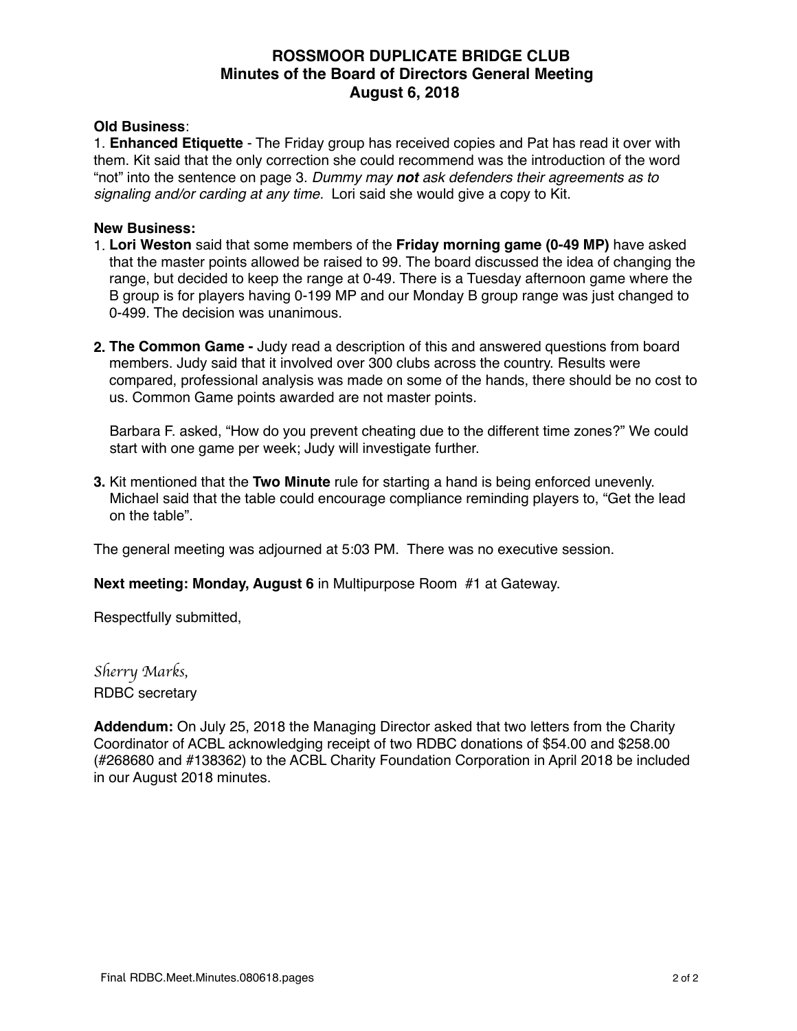**ROSSMOOR DUPLICATE BRIDGE CLUB**
**Minutes of the Board of Directors General Meeting**
**August 6, 2018**

**Old Business**:

1. **Enhanced Etiquette** - The Friday group has received copies and Pat has read it over with them. Kit said that the only correction she could recommend was the introduction of the word "not" into the sentence on page 3. *Dummy may **not** ask defenders their agreements as to signaling and/or carding at any time.* Lori said she would give a copy to Kit.

**New Business:**

1. **Lori Weston** said that some members of the **Friday morning game (0-49 MP)** have asked that the master points allowed be raised to 99. The board discussed the idea of changing the range, but decided to keep the range at 0-49. There is a Tuesday afternoon game where the B group is for players having 0-199 MP and our Monday B group range was just changed to 0-499. The decision was unanimous.

2. **The Common Game -** Judy read a description of this and answered questions from board members. Judy said that it involved over 300 clubs across the country. Results were compared, professional analysis was made on some of the hands, there should be no cost to us. Common Game points awarded are not master points.

   Barbara F. asked, "How do you prevent cheating due to the different time zones?" We could start with one game per week; Judy will investigate further.

3. Kit mentioned that the **Two Minute** rule for starting a hand is being enforced unevenly. Michael said that the table could encourage compliance reminding players to, "Get the lead on the table".

The general meeting was adjourned at 5:03 PM. There was no executive session.

**Next meeting: Monday, August 6** in Multipurpose Room #1 at Gateway.

Respectfully submitted,

*Sherry Marks,*
RDBC secretary

**Addendum:** On July 25, 2018 the Managing Director asked that two letters from the Charity Coordinator of ACBL acknowledging receipt of two RDBC donations of $54.00 and $258.00 (#268680 and #138362) to the ACBL Charity Foundation Corporation in April 2018 be included in our August 2018 minutes.